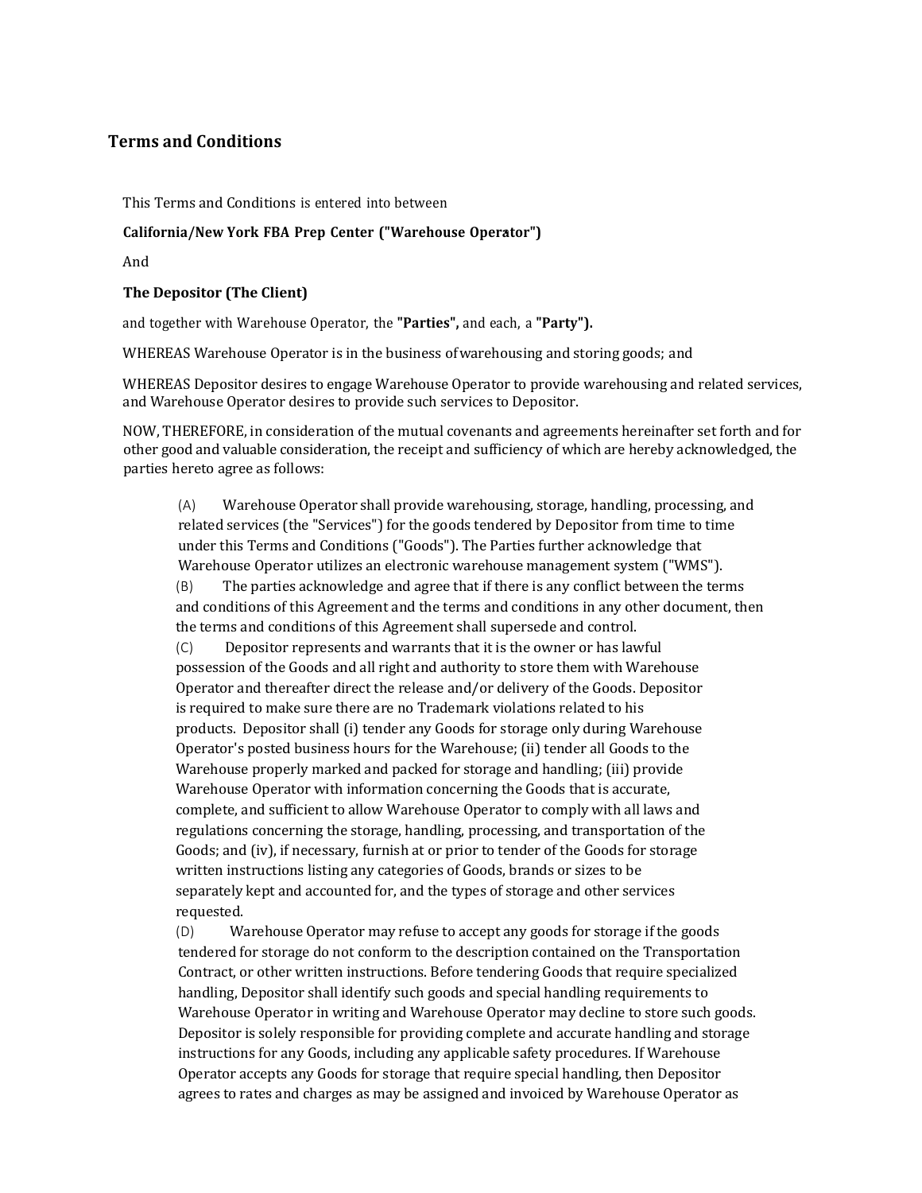## Terms and Conditions

This Terms and Conditions is entered into between

**California/New York FBA Prep Center ("Warehouse Operator")**

And

**The Depositor (The Client)**

and together with Warehouse Operator, the **"Parties",** and each, a **"Party").**

WHEREAS Warehouse Operator is in the business of warehousing and storing goods; and

WHEREAS Depositor desires to engage Warehouse Operator to provide warehousing and related services, and Warehouse Operator desires to provide such services to Depositor.

NOW, THEREFORE, in consideration of the mutual covenants and agreements hereinafter set forth and for other good and valuable consideration, the receipt and sufficiency of which are hereby acknowledged, the parties hereto agree as follows:

(A) Warehouse Operator shall provide warehousing, storage, handling, processing, and related services (the "Services") for the goods tendered by Depositor from time to time under this Terms and Conditions ("Goods"). The Parties further acknowledge that Warehouse Operator utilizes an electronic warehouse management system ("WMS").

(B) The parties acknowledge and agree that if there is any conflict between the terms and conditions of this Agreement and the terms and conditions in any other document, then the terms and conditions of this Agreement shall supersede and control.

(C) Depositor represents and warrants that it is the owner or has lawful possession of the Goods and all right and authority to store them with Warehouse Operator and thereafter direct the release and/or delivery of the Goods. Depositor is required to make sure there are no Trademark violations related to his products. Depositor shall (i) tender any Goods for storage only during Warehouse Operator's posted business hours for the Warehouse; (ii) tender all Goods to the Warehouse properly marked and packed for storage and handling; (iii) provide Warehouse Operator with information concerning the Goods that is accurate, complete, and sufficient to allow Warehouse Operator to comply with all laws and regulations concerning the storage, handling, processing, and transportation of the Goods; and (iv), if necessary, furnish at or prior to tender of the Goods for storage written instructions listing any categories of Goods, brands or sizes to be separately kept and accounted for, and the types of storage and other services requested.

(D) Warehouse Operator may refuse to accept any goods for storage if the goods tendered for storage do not conform to the description contained on the Transportation Contract, or other written instructions. Before tendering Goods that require specialized handling, Depositor shall identify such goods and special handling requirements to Warehouse Operator in writing and Warehouse Operator may decline to store such goods. Depositor is solely responsible for providing complete and accurate handling and storage instructions for any Goods, including any applicable safety procedures. If Warehouse Operator accepts any Goods for storage that require special handling, then Depositor agrees to rates and charges as may be assigned and invoiced by Warehouse Operator as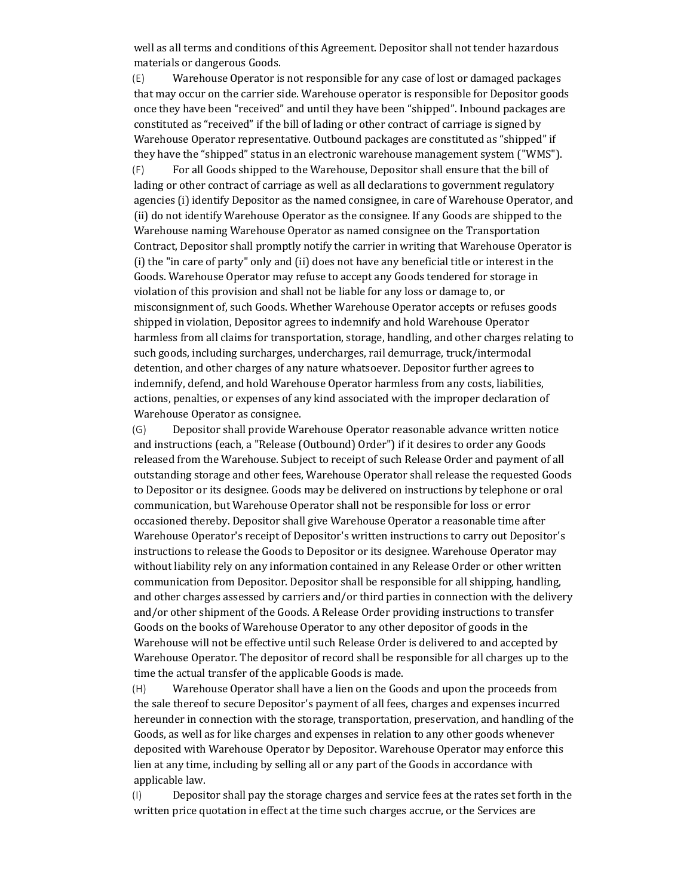well as all terms and conditions of this Agreement. Depositor shall not tender hazardous materials or dangerous Goods.

(E) Warehouse Operator is not responsible for any case of lost or damaged packages that may occur on the carrier side. Warehouse operator is responsible for Depositor goods once they have been "received" and until they have been "shipped". Inbound packages are constituted as "received" if the bill of lading or other contract of carriage is signed by Warehouse Operator representative. Outbound packages are constituted as "shipped" if they have the "shipped" status in an electronic warehouse management system ("WMS").

(F) For all Goods shipped to the Warehouse, Depositor shall ensure that the bill of lading or other contract of carriage as well as all declarations to government regulatory agencies (i) identify Depositor as the named consignee, in care of Warehouse Operator, and (ii) do not identify Warehouse Operator as the consignee. If any Goods are shipped to the Warehouse naming Warehouse Operator as named consignee on the Transportation Contract, Depositor shall promptly notify the carrier in writing that Warehouse Operator is (i) the "in care of party" only and (ii) does not have any beneficial title or interest in the Goods. Warehouse Operator may refuse to accept any Goods tendered for storage in violation of this provision and shall not be liable for any loss or damage to, or misconsignment of, such Goods. Whether Warehouse Operator accepts or refuses goods shipped in violation, Depositor agrees to indemnify and hold Warehouse Operator harmless from all claims for transportation, storage, handling, and other charges relating to such goods, including surcharges, undercharges, rail demurrage, truck/intermodal detention, and other charges of any nature whatsoever. Depositor further agrees to indemnify, defend, and hold Warehouse Operator harmless from any costs, liabilities, actions, penalties, or expenses of any kind associated with the improper declaration of Warehouse Operator as consignee.

(G) Depositor shall provide Warehouse Operator reasonable advance written notice and instructions (each, a "Release (Outbound) Order") if it desires to order any Goods released from the Warehouse. Subject to receipt of such Release Order and payment of all outstanding storage and other fees, Warehouse Operator shall release the requested Goods to Depositor or its designee. Goods may be delivered on instructions by telephone or oral communication, but Warehouse Operator shall not be responsible for loss or error occasioned thereby. Depositor shall give Warehouse Operator a reasonable time after Warehouse Operator's receipt of Depositor's written instructions to carry out Depositor's instructions to release the Goods to Depositor or its designee. Warehouse Operator may without liability rely on any information contained in any Release Order or other written communication from Depositor. Depositor shall be responsible for all shipping, handling, and other charges assessed by carriers and/or third parties in connection with the delivery and/or other shipment of the Goods. A Release Order providing instructions to transfer Goods on the books of Warehouse Operator to any other depositor of goods in the Warehouse will not be effective until such Release Order is delivered to and accepted by Warehouse Operator. The depositor of record shall be responsible for all charges up to the time the actual transfer of the applicable Goods is made.

(H) Warehouse Operator shall have a lien on the Goods and upon the proceeds from the sale thereof to secure Depositor's payment of all fees, charges and expenses incurred hereunder in connection with the storage, transportation, preservation, and handling of the Goods, as well as for like charges and expenses in relation to any other goods whenever deposited with Warehouse Operator by Depositor. Warehouse Operator may enforce this lien at any time, including by selling all or any part of the Goods in accordance with applicable law.

(I) Depositor shall pay the storage charges and service fees at the rates set forth in the written price quotation in effect at the time such charges accrue, or the Services are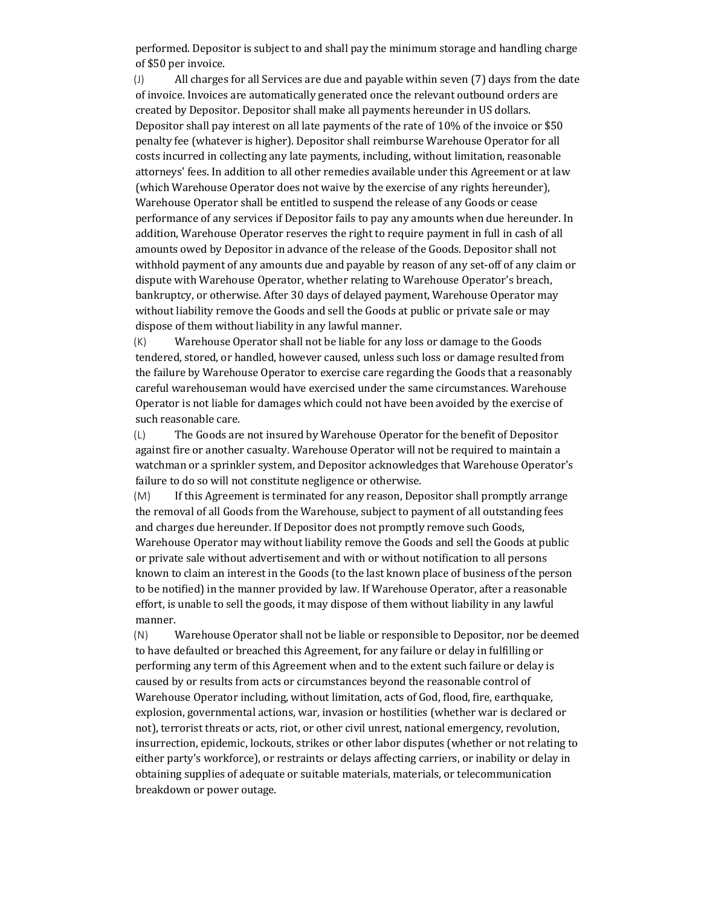performed. Depositor is subject to and shall pay the minimum storage and handling charge of $50 per invoice.

(J) All charges for all Services are due and payable within seven (7) days from the date of invoice. Invoices are automatically generated once the relevant outbound orders are created by Depositor. Depositor shall make all payments hereunder in US dollars. Depositor shall pay interest on all late payments of the rate of 10% of the invoice or $50 penalty fee (whatever is higher). Depositor shall reimburse Warehouse Operator for all costs incurred in collecting any late payments, including, without limitation, reasonable attorneys' fees. In addition to all other remedies available under this Agreement or at law (which Warehouse Operator does not waive by the exercise of any rights hereunder), Warehouse Operator shall be entitled to suspend the release of any Goods or cease performance of any services if Depositor fails to pay any amounts when due hereunder. In addition, Warehouse Operator reserves the right to require payment in full in cash of all amounts owed by Depositor in advance of the release of the Goods. Depositor shall not withhold payment of any amounts due and payable by reason of any set-off of any claim or dispute with Warehouse Operator, whether relating to Warehouse Operator's breach, bankruptcy, or otherwise. After 30 days of delayed payment, Warehouse Operator may without liability remove the Goods and sell the Goods at public or private sale or may dispose of them without liability in any lawful manner.

(K) Warehouse Operator shall not be liable for any loss or damage to the Goods tendered, stored, or handled, however caused, unless such loss or damage resulted from the failure by Warehouse Operator to exercise care regarding the Goods that a reasonably careful warehouseman would have exercised under the same circumstances. Warehouse Operator is not liable for damages which could not have been avoided by the exercise of such reasonable care.

(L) The Goods are not insured by Warehouse Operator for the benefit of Depositor against fire or another casualty. Warehouse Operator will not be required to maintain a watchman or a sprinkler system, and Depositor acknowledges that Warehouse Operator's failure to do so will not constitute negligence or otherwise.

(M) If this Agreement is terminated for any reason, Depositor shall promptly arrange the removal of all Goods from the Warehouse, subject to payment of all outstanding fees and charges due hereunder. If Depositor does not promptly remove such Goods, Warehouse Operator may without liability remove the Goods and sell the Goods at public or private sale without advertisement and with or without notification to all persons known to claim an interest in the Goods (to the last known place of business of the person to be notified) in the manner provided by law. If Warehouse Operator, after a reasonable effort, is unable to sell the goods, it may dispose of them without liability in any lawful manner.

(N) Warehouse Operator shall not be liable or responsible to Depositor, nor be deemed to have defaulted or breached this Agreement, for any failure or delay in fulfilling or performing any term of this Agreement when and to the extent such failure or delay is caused by or results from acts or circumstances beyond the reasonable control of Warehouse Operator including, without limitation, acts of God, flood, fire, earthquake, explosion, governmental actions, war, invasion or hostilities (whether war is declared or not), terrorist threats or acts, riot, or other civil unrest, national emergency, revolution, insurrection, epidemic, lockouts, strikes or other labor disputes (whether or not relating to either party's workforce), or restraints or delays affecting carriers, or inability or delay in obtaining supplies of adequate or suitable materials, materials, or telecommunication breakdown or power outage.